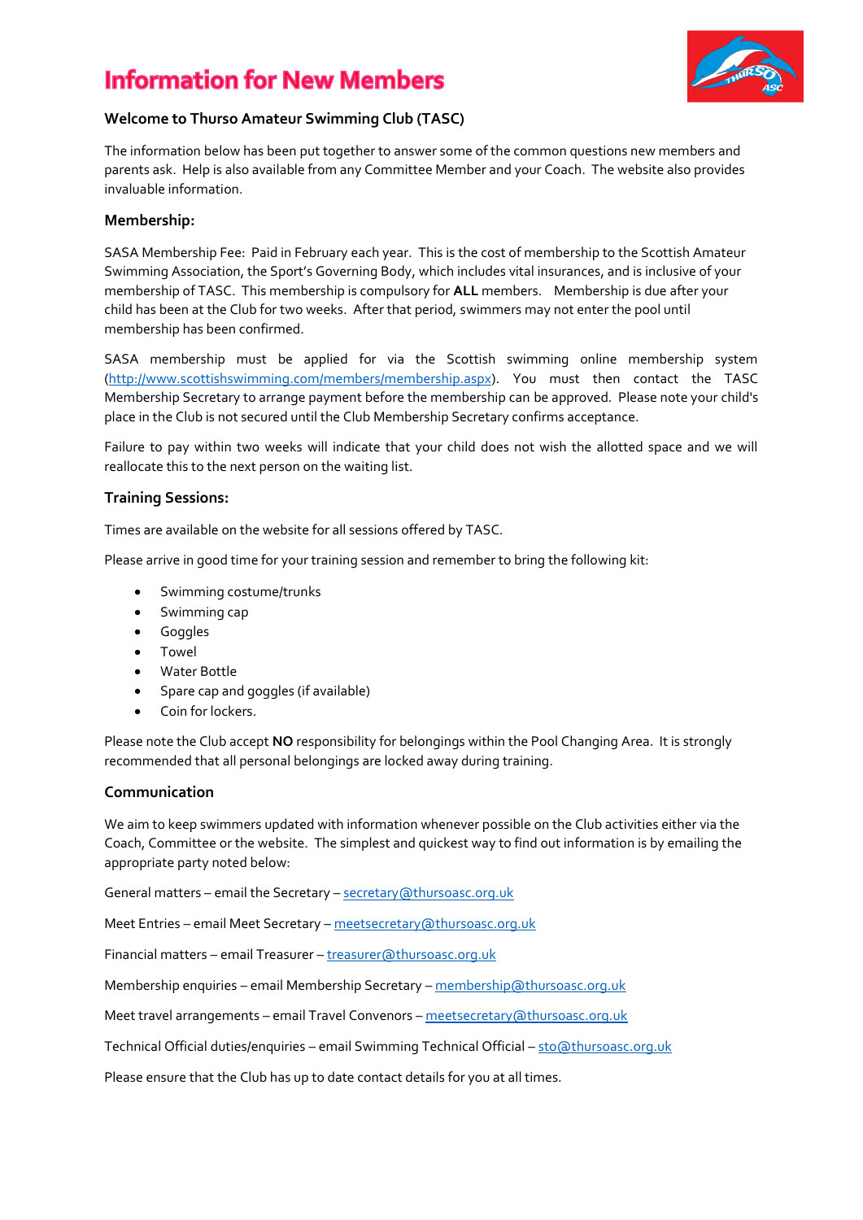# Information for New Members

### Welcome to Thurso Amateur Swimming Club (TASC)

The information below has been put together to answer some of the common questions new members and parents ask. Help is also available from any Committee Member and your Coach. The website also provides invaluable information.

### Membership:

SASA Membership Fee: Paid in February each year. This is the cost of membership to the Scottish Amateur Swimming Association, the Sport's Governing Body, which includes vital insurances, and is inclusive of your membership of TASC. This membership is compulsory for **ALL** members. Membership is due after your child has been at the Club for two weeks. After that period, swimmers may not enter the pool until membership has been confirmed.

SASA membership must be applied for via the Scottish swimming online membership system (http://www.scottishswimming.com/members/membership.aspx). You must then contact the TASC Membership Secretary to arrange payment before the membership can be approved. Please note your child's place in the Club is not secured until the Club Membership Secretary confirms acceptance.

Failure to pay within two weeks will indicate that your child does not wish the allotted space and we will reallocate this to the next person on the waiting list.

### Training Sessions:

Times are available on the website for all sessions offered by TASC.

Please arrive in good time for your training session and remember to bring the following kit:

- Swimming costume/trunks
- Swimming cap
- Goggles
- Towel
- Water Bottle
- Spare cap and goggles (if available)
- Coin for lockers.

Please note the Club accept **NO** responsibility for belongings within the Pool Changing Area. It is strongly recommended that all personal belongings are locked away during training.

### Communication

We aim to keep swimmers updated with information whenever possible on the Club activities either via the Coach, Committee or the website. The simplest and quickest way to find out information is by emailing the appropriate party noted below:

General matters – email the Secretary – secretary@thursoasc.org.uk

Meet Entries – email Meet Secretary – meetsecretary@thursoasc.org.uk

Financial matters – email Treasurer – treasurer@thursoasc.org.uk

Membership enquiries – email Membership Secretary – membership@thursoasc.org.uk

Meet travel arrangements – email Travel Convenors – meetsecretary@thursoasc.org.uk

Technical Official duties/enquiries – email Swimming Technical Official – sto@thursoasc.org.uk

Please ensure that the Club has up to date contact details for you at all times.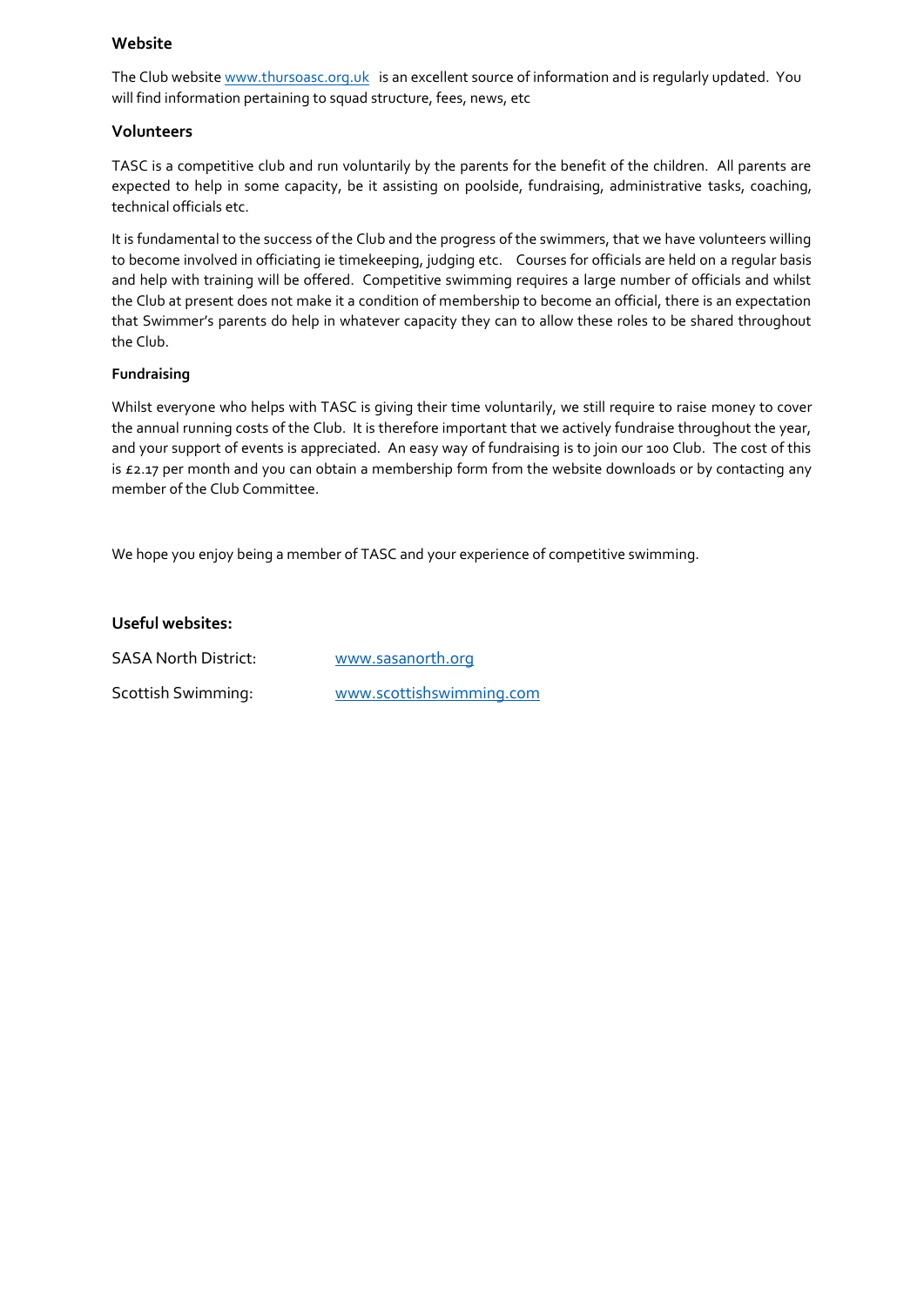### Website

The Club website [www.thursoasc.org.uk](http://www.thursoasc.org.uk) is an excellent source of information and is regularly updated. You will find information pertaining to squad structure, fees, news, etc

### Volunteers

TASC is a competitive club and run voluntarily by the parents for the benefit of the children. All parents are expected to help in some capacity, be it assisting on poolside, fundraising, administrative tasks, coaching, technical officials etc.

It is fundamental to the success of the Club and the progress of the swimmers, that we have volunteers willing to become involved in officiating ie timekeeping, judging etc. Courses for officials are held on a regular basis and help with training will be offered. Competitive swimming requires a large number of officials and whilst the Club at present does not make it a condition of membership to become an official, there is an expectation that Swimmer's parents do help in whatever capacity they can to allow these roles to be shared throughout the Club.

#### Fundraising

Whilst everyone who helps with TASC is giving their time voluntarily, we still require to raise money to cover the annual running costs of the Club. It is therefore important that we actively fundraise throughout the year, and your support of events is appreciated. An easy way of fundraising is to join our 100 Club. The cost of this is £2.17 per month and you can obtain a membership form from the website downloads or by contacting any member of the Club Committee.

We hope you enjoy being a member of TASC and your experience of competitive swimming.

### Useful websites:

| | |
|---|---|
| SASA North District: | [www.sasanorth.org](http://www.sasanorth.org) |
| Scottish Swimming: | [www.scottishswimming.com](http://www.scottishswimming.com) |